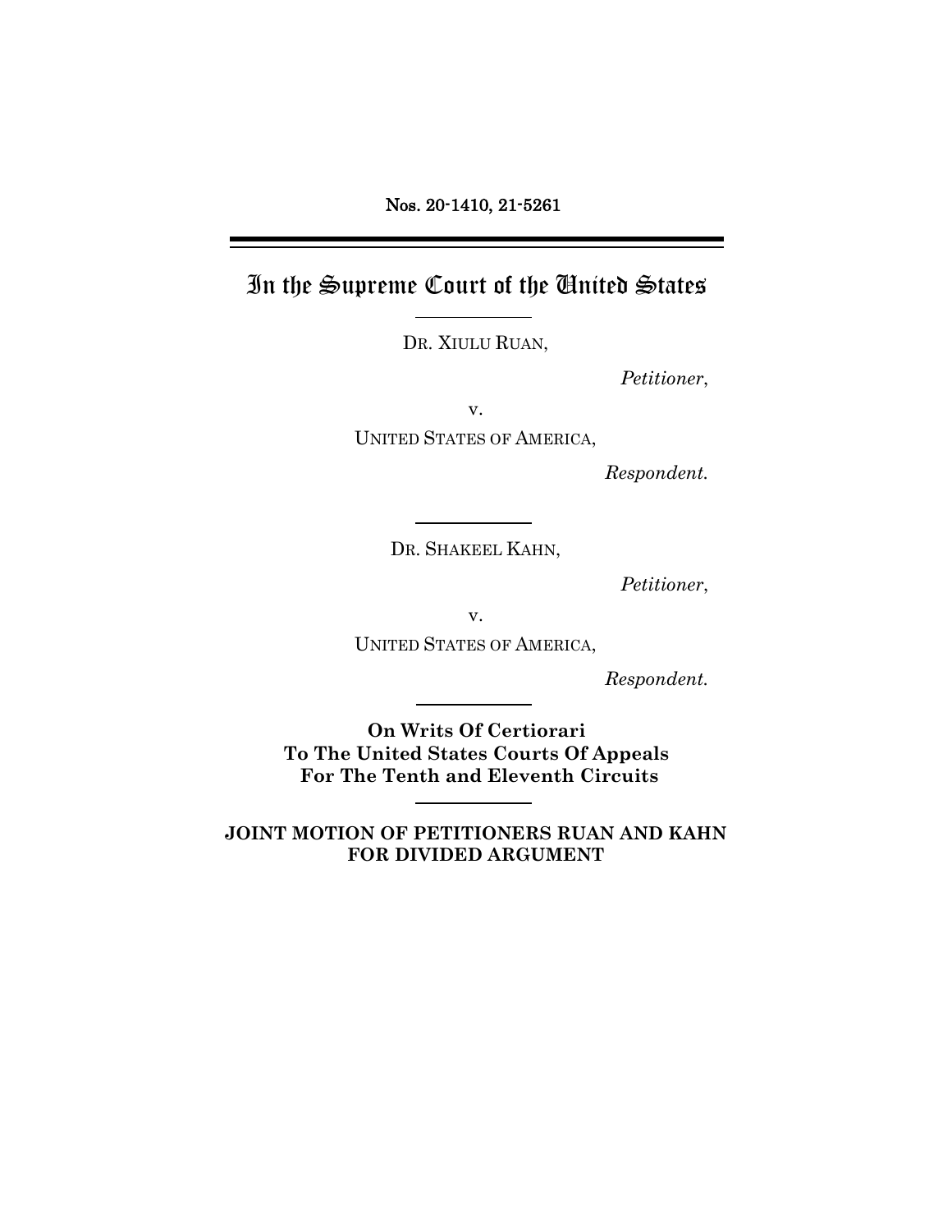Nos. 20-1410, 21-5261

# In the Supreme Court of the United States

DR. XIULU RUAN,

*Petitioner*,

v.

UNITED STATES OF AMERICA,

*Respondent.*

DR. SHAKEEL KAHN,

*Petitioner*,

v.

UNITED STATES OF AMERICA,

*Respondent.*

**On Writs Of Certiorari To The United States Courts Of Appeals For The Tenth and Eleventh Circuits**

**JOINT MOTION OF PETITIONERS RUAN AND KAHN FOR DIVIDED ARGUMENT**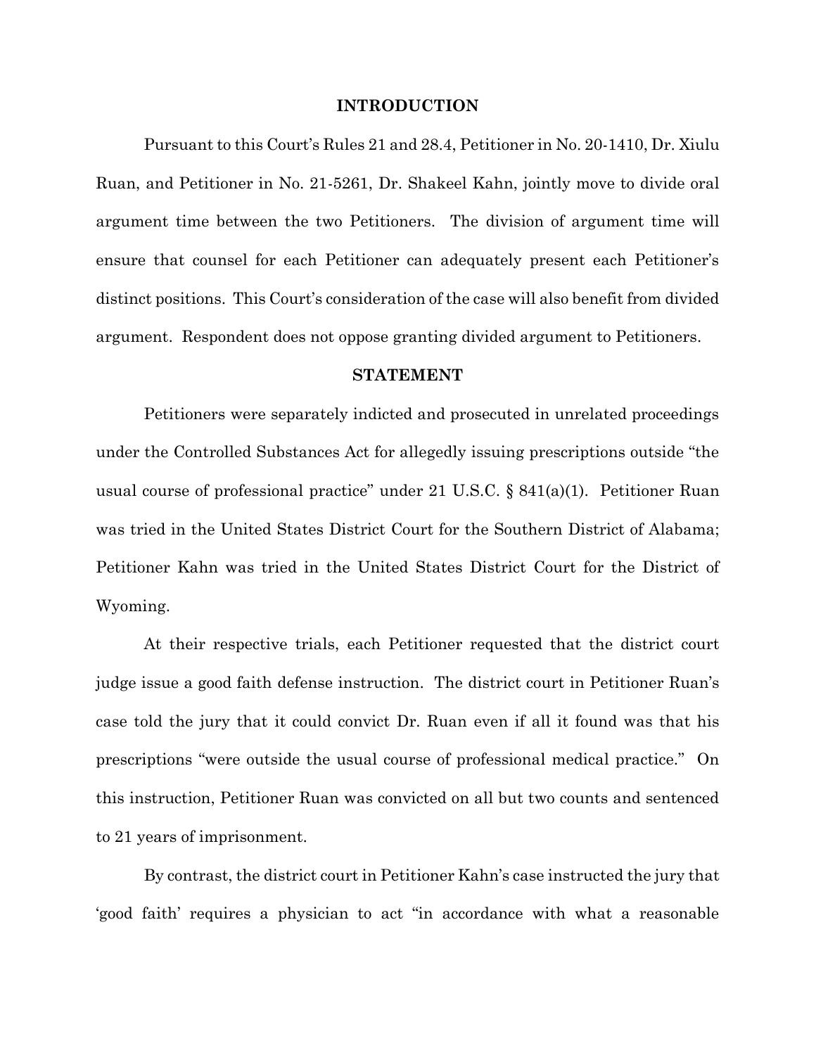## INTRODUCTION

Pursuant to this Court's Rules 21 and 28.4, Petitioner in No. 20-1410, Dr. Xiulu Ruan, and Petitioner in No. 21-5261, Dr. Shakeel Kahn, jointly move to divide oral argument time between the two Petitioners. The division of argument time will ensure that counsel for each Petitioner can adequately present each Petitioner's distinct positions. This Court's consideration of the case will also benefit from divided argument. Respondent does not oppose granting divided argument to Petitioners.

## STATEMENT

Petitioners were separately indicted and prosecuted in unrelated proceedings under the Controlled Substances Act for allegedly issuing prescriptions outside "the usual course of professional practice" under 21 U.S.C. § 841(a)(1). Petitioner Ruan was tried in the United States District Court for the Southern District of Alabama; Petitioner Kahn was tried in the United States District Court for the District of Wyoming.

At their respective trials, each Petitioner requested that the district court judge issue a good faith defense instruction. The district court in Petitioner Ruan's case told the jury that it could convict Dr. Ruan even if all it found was that his prescriptions "were outside the usual course of professional medical practice." On this instruction, Petitioner Ruan was convicted on all but two counts and sentenced to 21 years of imprisonment.

By contrast, the district court in Petitioner Kahn's case instructed the jury that 'good faith' requires a physician to act "in accordance with what a reasonable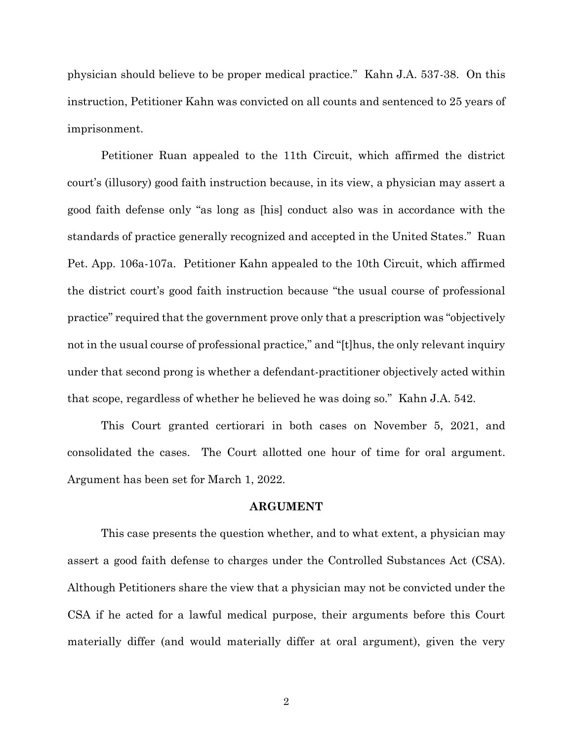physician should believe to be proper medical practice." Kahn J.A. 537-38. On this instruction, Petitioner Kahn was convicted on all counts and sentenced to 25 years of imprisonment.

Petitioner Ruan appealed to the 11th Circuit, which affirmed the district court's (illusory) good faith instruction because, in its view, a physician may assert a good faith defense only "as long as [his] conduct also was in accordance with the standards of practice generally recognized and accepted in the United States." Ruan Pet. App. 106a-107a. Petitioner Kahn appealed to the 10th Circuit, which affirmed the district court's good faith instruction because "the usual course of professional practice" required that the government prove only that a prescription was "objectively not in the usual course of professional practice," and "[t]hus, the only relevant inquiry under that second prong is whether a defendant-practitioner objectively acted within that scope, regardless of whether he believed he was doing so." Kahn J.A. 542.

This Court granted certiorari in both cases on November 5, 2021, and consolidated the cases. The Court allotted one hour of time for oral argument. Argument has been set for March 1, 2022.

## ARGUMENT

This case presents the question whether, and to what extent, a physician may assert a good faith defense to charges under the Controlled Substances Act (CSA). Although Petitioners share the view that a physician may not be convicted under the CSA if he acted for a lawful medical purpose, their arguments before this Court materially differ (and would materially differ at oral argument), given the very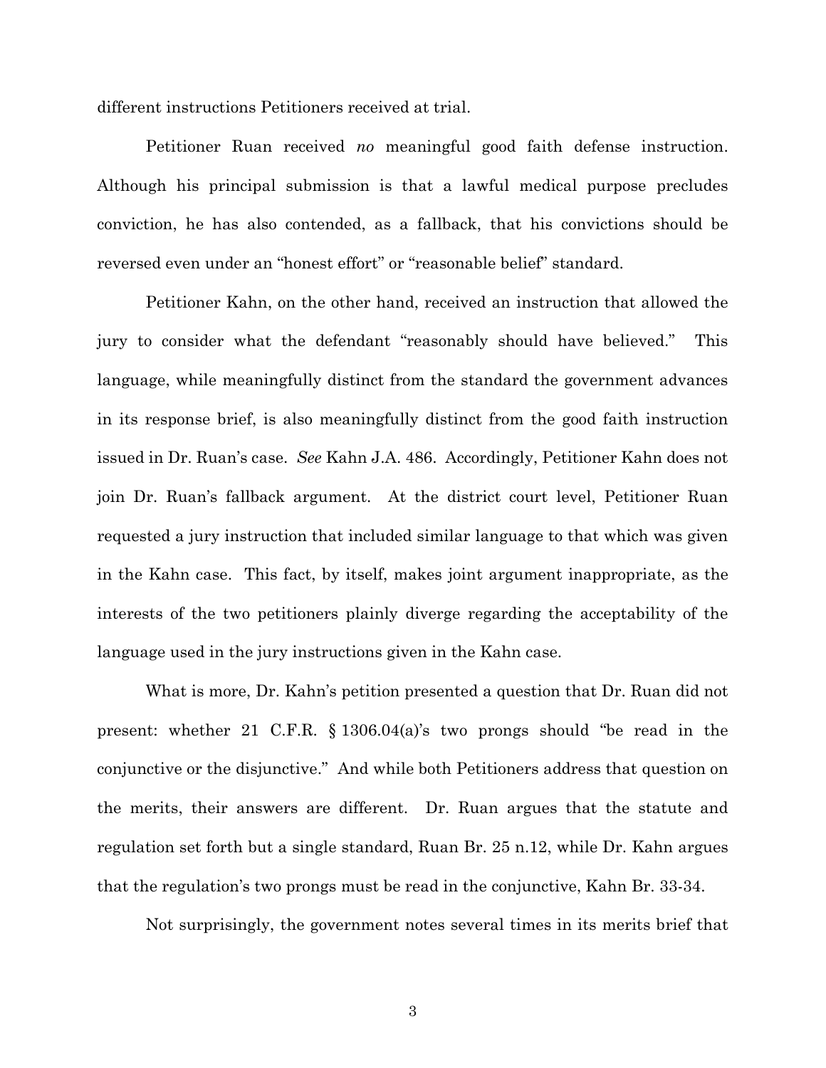different instructions Petitioners received at trial.

Petitioner Ruan received *no* meaningful good faith defense instruction. Although his principal submission is that a lawful medical purpose precludes conviction, he has also contended, as a fallback, that his convictions should be reversed even under an "honest effort" or "reasonable belief" standard.

Petitioner Kahn, on the other hand, received an instruction that allowed the jury to consider what the defendant "reasonably should have believed." This language, while meaningfully distinct from the standard the government advances in its response brief, is also meaningfully distinct from the good faith instruction issued in Dr. Ruan's case. *See* Kahn J.A. 486. Accordingly, Petitioner Kahn does not join Dr. Ruan's fallback argument. At the district court level, Petitioner Ruan requested a jury instruction that included similar language to that which was given in the Kahn case. This fact, by itself, makes joint argument inappropriate, as the interests of the two petitioners plainly diverge regarding the acceptability of the language used in the jury instructions given in the Kahn case.

What is more, Dr. Kahn's petition presented a question that Dr. Ruan did not present: whether 21 C.F.R. § 1306.04(a)'s two prongs should "be read in the conjunctive or the disjunctive." And while both Petitioners address that question on the merits, their answers are different. Dr. Ruan argues that the statute and regulation set forth but a single standard, Ruan Br. 25 n.12, while Dr. Kahn argues that the regulation's two prongs must be read in the conjunctive, Kahn Br. 33-34.

Not surprisingly, the government notes several times in its merits brief that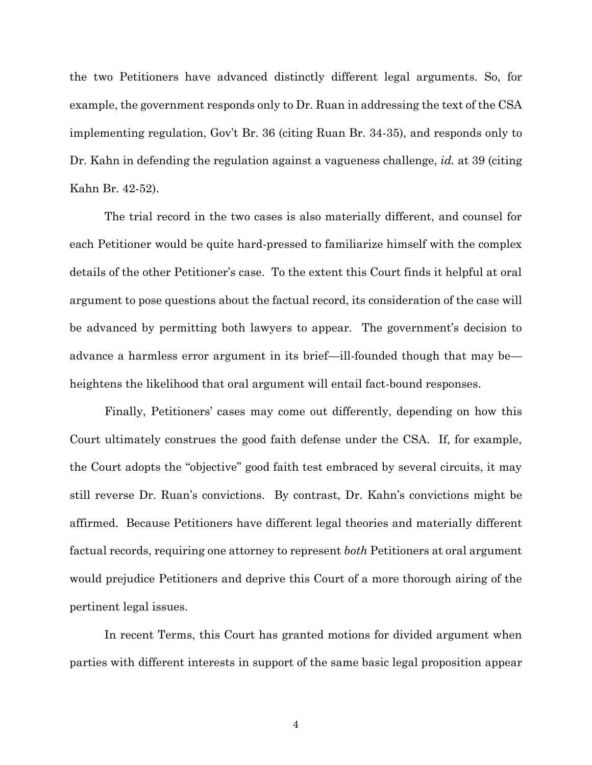the two Petitioners have advanced distinctly different legal arguments. So, for example, the government responds only to Dr. Ruan in addressing the text of the CSA implementing regulation, Gov't Br. 36 (citing Ruan Br. 34-35), and responds only to Dr. Kahn in defending the regulation against a vagueness challenge, *id.* at 39 (citing Kahn Br. 42-52).

The trial record in the two cases is also materially different, and counsel for each Petitioner would be quite hard-pressed to familiarize himself with the complex details of the other Petitioner's case. To the extent this Court finds it helpful at oral argument to pose questions about the factual record, its consideration of the case will be advanced by permitting both lawyers to appear. The government's decision to advance a harmless error argument in its brief—ill-founded though that may be—heightens the likelihood that oral argument will entail fact-bound responses.

Finally, Petitioners' cases may come out differently, depending on how this Court ultimately construes the good faith defense under the CSA. If, for example, the Court adopts the "objective" good faith test embraced by several circuits, it may still reverse Dr. Ruan's convictions. By contrast, Dr. Kahn's convictions might be affirmed. Because Petitioners have different legal theories and materially different factual records, requiring one attorney to represent *both* Petitioners at oral argument would prejudice Petitioners and deprive this Court of a more thorough airing of the pertinent legal issues.

In recent Terms, this Court has granted motions for divided argument when parties with different interests in support of the same basic legal proposition appear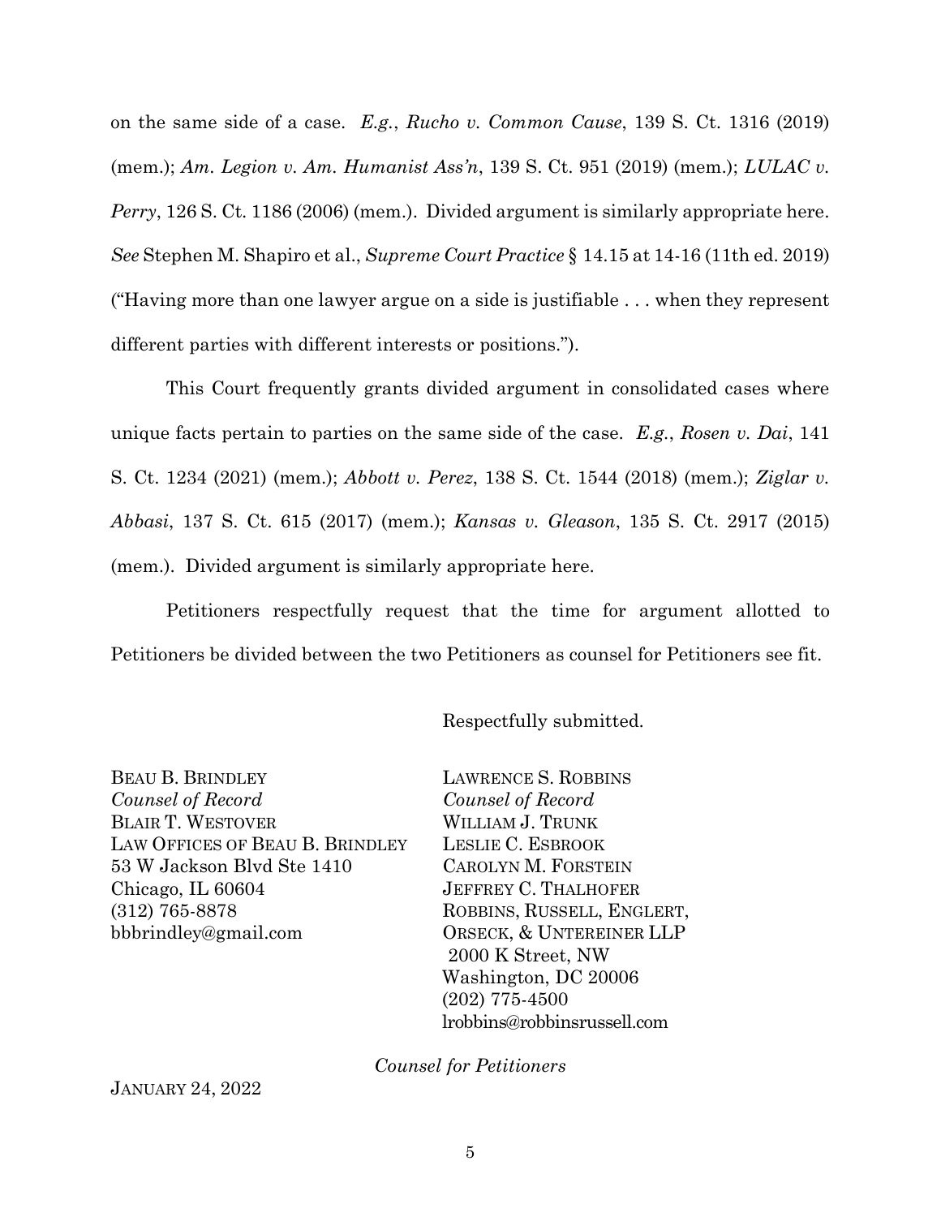on the same side of a case. *E.g.*, *Rucho v. Common Cause*, 139 S. Ct. 1316 (2019) (mem.); *Am. Legion v. Am. Humanist Ass'n*, 139 S. Ct. 951 (2019) (mem.); *LULAC v. Perry*, 126 S. Ct. 1186 (2006) (mem.). Divided argument is similarly appropriate here. *See* Stephen M. Shapiro et al., *Supreme Court Practice* § 14.15 at 14-16 (11th ed. 2019) ("Having more than one lawyer argue on a side is justifiable . . . when they represent different parties with different interests or positions.").

This Court frequently grants divided argument in consolidated cases where unique facts pertain to parties on the same side of the case. *E.g.*, *Rosen v. Dai*, 141 S. Ct. 1234 (2021) (mem.); *Abbott v. Perez*, 138 S. Ct. 1544 (2018) (mem.); *Ziglar v. Abbasi*, 137 S. Ct. 615 (2017) (mem.); *Kansas v. Gleason*, 135 S. Ct. 2917 (2015) (mem.). Divided argument is similarly appropriate here.

Petitioners respectfully request that the time for argument allotted to Petitioners be divided between the two Petitioners as counsel for Petitioners see fit.

Respectfully submitted.

BEAU B. BRINDLEY
*Counsel of Record*
BLAIR T. WESTOVER
LAW OFFICES OF BEAU B. BRINDLEY
53 W Jackson Blvd Ste 1410
Chicago, IL 60604
(312) 765-8878
bbbrindley@gmail.com

LAWRENCE S. ROBBINS
*Counsel of Record*
WILLIAM J. TRUNK
LESLIE C. ESBROOK
CAROLYN M. FORSTEIN
JEFFREY C. THALHOFER
ROBBINS, RUSSELL, ENGLERT, ORSECK, & UNTEREINER LLP
2000 K Street, NW
Washington, DC 20006
(202) 775-4500
lrobbins@robbinsrussell.com

*Counsel for Petitioners*

JANUARY 24, 2022